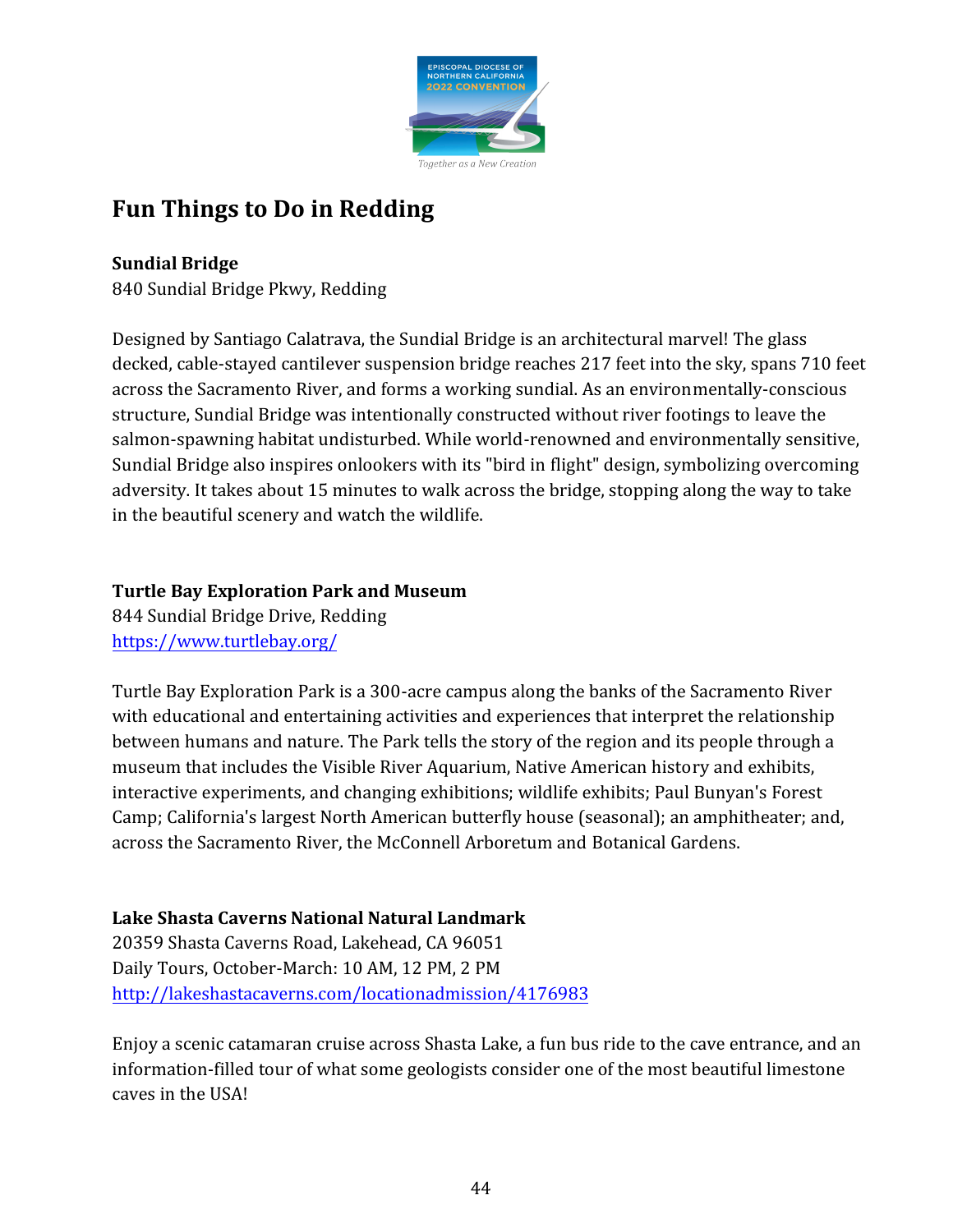# Fun Things to Do in Redding

**Sundial Bridge**
840 Sundial Bridge Pkwy, Redding

Designed by Santiago Calatrava, the Sundial Bridge is an architectural marvel! The glass decked, cable-stayed cantilever suspension bridge reaches 217 feet into the sky, spans 710 feet across the Sacramento River, and forms a working sundial. As an environmentally-conscious structure, Sundial Bridge was intentionally constructed without river footings to leave the salmon-spawning habitat undisturbed. While world-renowned and environmentally sensitive, Sundial Bridge also inspires onlookers with its "bird in flight" design, symbolizing overcoming adversity. It takes about 15 minutes to walk across the bridge, stopping along the way to take in the beautiful scenery and watch the wildlife.

**Turtle Bay Exploration Park and Museum**
844 Sundial Bridge Drive, Redding
https://www.turtlebay.org/

Turtle Bay Exploration Park is a 300-acre campus along the banks of the Sacramento River with educational and entertaining activities and experiences that interpret the relationship between humans and nature. The Park tells the story of the region and its people through a museum that includes the Visible River Aquarium, Native American history and exhibits, interactive experiments, and changing exhibitions; wildlife exhibits; Paul Bunyan's Forest Camp; California's largest North American butterfly house (seasonal); an amphitheater; and, across the Sacramento River, the McConnell Arboretum and Botanical Gardens.

**Lake Shasta Caverns National Natural Landmark**
20359 Shasta Caverns Road, Lakehead, CA 96051
Daily Tours, October-March: 10 AM, 12 PM, 2 PM
http://lakeshastacaverns.com/locationadmission/4176983

Enjoy a scenic catamaran cruise across Shasta Lake, a fun bus ride to the cave entrance, and an information-filled tour of what some geologists consider one of the most beautiful limestone caves in the USA!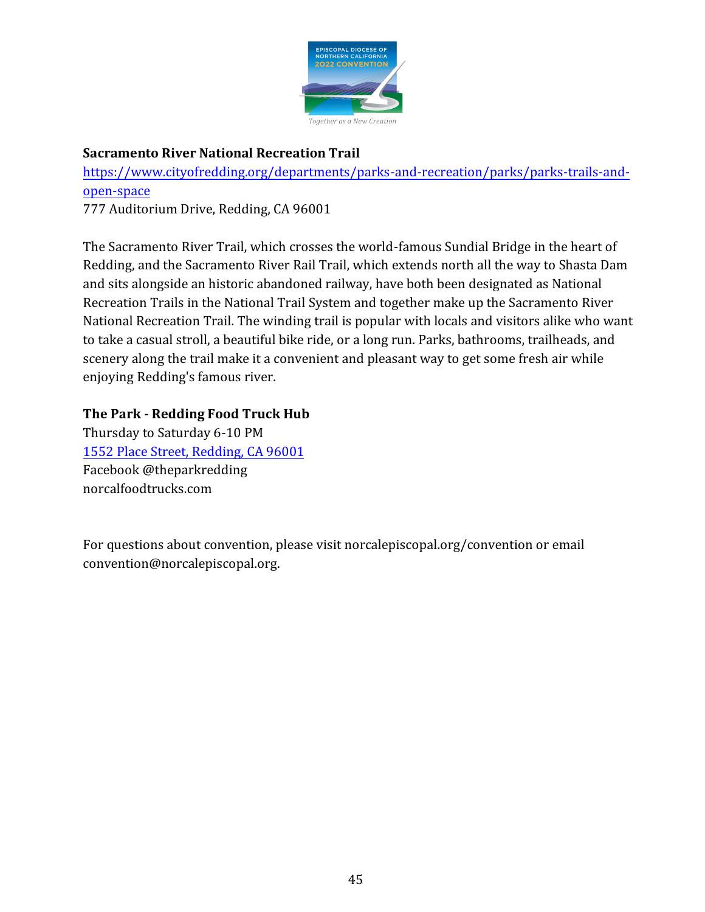**Sacramento River National Recreation Trail**

https://www.cityofredding.org/departments/parks-and-recreation/parks/parks-trails-and-open-space

777 Auditorium Drive, Redding, CA 96001

The Sacramento River Trail, which crosses the world-famous Sundial Bridge in the heart of Redding, and the Sacramento River Rail Trail, which extends north all the way to Shasta Dam and sits alongside an historic abandoned railway, have both been designated as National Recreation Trails in the National Trail System and together make up the Sacramento River National Recreation Trail. The winding trail is popular with locals and visitors alike who want to take a casual stroll, a beautiful bike ride, or a long run. Parks, bathrooms, trailheads, and scenery along the trail make it a convenient and pleasant way to get some fresh air while enjoying Redding's famous river.

**The Park - Redding Food Truck Hub**

Thursday to Saturday 6-10 PM

1552 Place Street, Redding, CA 96001

Facebook @theparkredding

norcalfoodtrucks.com

For questions about convention, please visit norcalepiscopal.org/convention or email convention@norcalepiscopal.org.